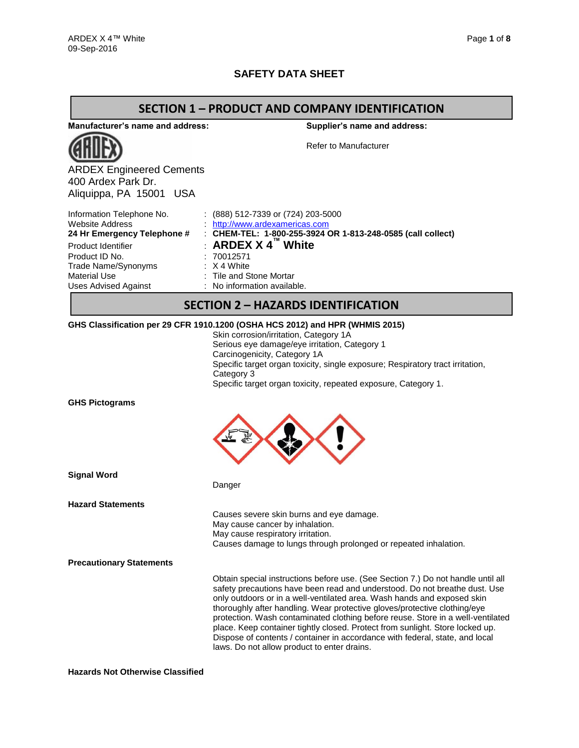# SAFETY DATA SHEET

## SECTION 1 – PRODUCT AND COMPANY IDENTIFICATION

**Manufacturer's name and address:**

ARDEX Engineered Cements
400 Ardex Park Dr.
Aliquippa, PA 15001 USA

**Supplier's name and address:**

Refer to Manufacturer

| | |
|---|---|
| Information Telephone No. | : (888) 512-7339 or (724) 203-5000 |
| Website Address | : http://www.ardexamericas.com |
| **24 Hr Emergency Telephone #** | : **CHEM-TEL: 1-800-255-3924 OR 1-813-248-0585 (call collect)** |
| Product Identifier | : **ARDEX X 4™ White** |
| Product ID No. | : 70012571 |
| Trade Name/Synonyms | : X 4 White |
| Material Use | : Tile and Stone Mortar |
| Uses Advised Against | : No information available. |

## SECTION 2 – HAZARDS IDENTIFICATION

**GHS Classification per 29 CFR 1910.1200 (OSHA HCS 2012) and HPR (WHMIS 2015)**

Skin corrosion/irritation, Category 1A
Serious eye damage/eye irritation, Category 1
Carcinogenicity, Category 1A
Specific target organ toxicity, single exposure; Respiratory tract irritation, Category 3
Specific target organ toxicity, repeated exposure, Category 1.

**GHS Pictograms**

**Signal Word**

Danger

**Hazard Statements**

Causes severe skin burns and eye damage.
May cause cancer by inhalation.
May cause respiratory irritation.
Causes damage to lungs through prolonged or repeated inhalation.

**Precautionary Statements**

Obtain special instructions before use. (See Section 7.) Do not handle until all safety precautions have been read and understood. Do not breathe dust. Use only outdoors or in a well-ventilated area. Wash hands and exposed skin thoroughly after handling. Wear protective gloves/protective clothing/eye protection. Wash contaminated clothing before reuse. Store in a well-ventilated place. Keep container tightly closed. Protect from sunlight. Store locked up. Dispose of contents / container in accordance with federal, state, and local laws. Do not allow product to enter drains.

**Hazards Not Otherwise Classified**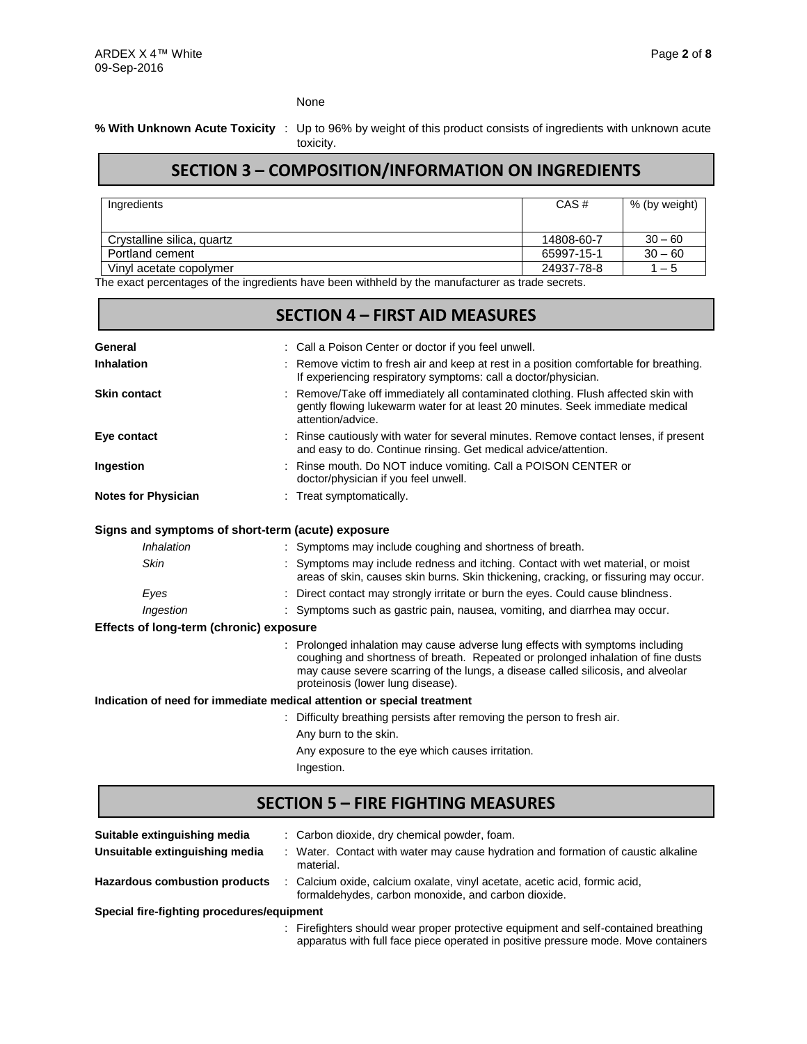None

**% With Unknown Acute Toxicity** : Up to 96% by weight of this product consists of ingredients with unknown acute toxicity.

## SECTION 3 – COMPOSITION/INFORMATION ON INGREDIENTS

| Ingredients | CAS # | % (by weight) |
|---|---|---|
| Crystalline silica, quartz | 14808-60-7 | 30 – 60 |
| Portland cement | 65997-15-1 | 30 – 60 |
| Vinyl acetate copolymer | 24937-78-8 | 1 – 5 |

The exact percentages of the ingredients have been withheld by the manufacturer as trade secrets.

## SECTION 4 – FIRST AID MEASURES

**General** : Call a Poison Center or doctor if you feel unwell.

**Inhalation** : Remove victim to fresh air and keep at rest in a position comfortable for breathing. If experiencing respiratory symptoms: call a doctor/physician.

**Skin contact** : Remove/Take off immediately all contaminated clothing. Flush affected skin with gently flowing lukewarm water for at least 20 minutes. Seek immediate medical attention/advice.

**Eye contact** : Rinse cautiously with water for several minutes. Remove contact lenses, if present and easy to do. Continue rinsing. Get medical advice/attention.

**Ingestion** : Rinse mouth. Do NOT induce vomiting. Call a POISON CENTER or doctor/physician if you feel unwell.

**Notes for Physician** : Treat symptomatically.

**Signs and symptoms of short-term (acute) exposure**

*Inhalation* : Symptoms may include coughing and shortness of breath.

*Skin* : Symptoms may include redness and itching. Contact with wet material, or moist areas of skin, causes skin burns. Skin thickening, cracking, or fissuring may occur.

*Eyes* : Direct contact may strongly irritate or burn the eyes. Could cause blindness.

*Ingestion* : Symptoms such as gastric pain, nausea, vomiting, and diarrhea may occur.

**Effects of long-term (chronic) exposure**

: Prolonged inhalation may cause adverse lung effects with symptoms including coughing and shortness of breath. Repeated or prolonged inhalation of fine dusts may cause severe scarring of the lungs, a disease called silicosis, and alveolar proteinosis (lower lung disease).

**Indication of need for immediate medical attention or special treatment**

: Difficulty breathing persists after removing the person to fresh air.

Any burn to the skin.

Any exposure to the eye which causes irritation.

Ingestion.

## SECTION 5 – FIRE FIGHTING MEASURES

**Suitable extinguishing media** : Carbon dioxide, dry chemical powder, foam.

**Unsuitable extinguishing media** : Water. Contact with water may cause hydration and formation of caustic alkaline material.

**Hazardous combustion products** : Calcium oxide, calcium oxalate, vinyl acetate, acetic acid, formic acid, formaldehydes, carbon monoxide, and carbon dioxide.

**Special fire-fighting procedures/equipment**

: Firefighters should wear proper protective equipment and self-contained breathing apparatus with full face piece operated in positive pressure mode. Move containers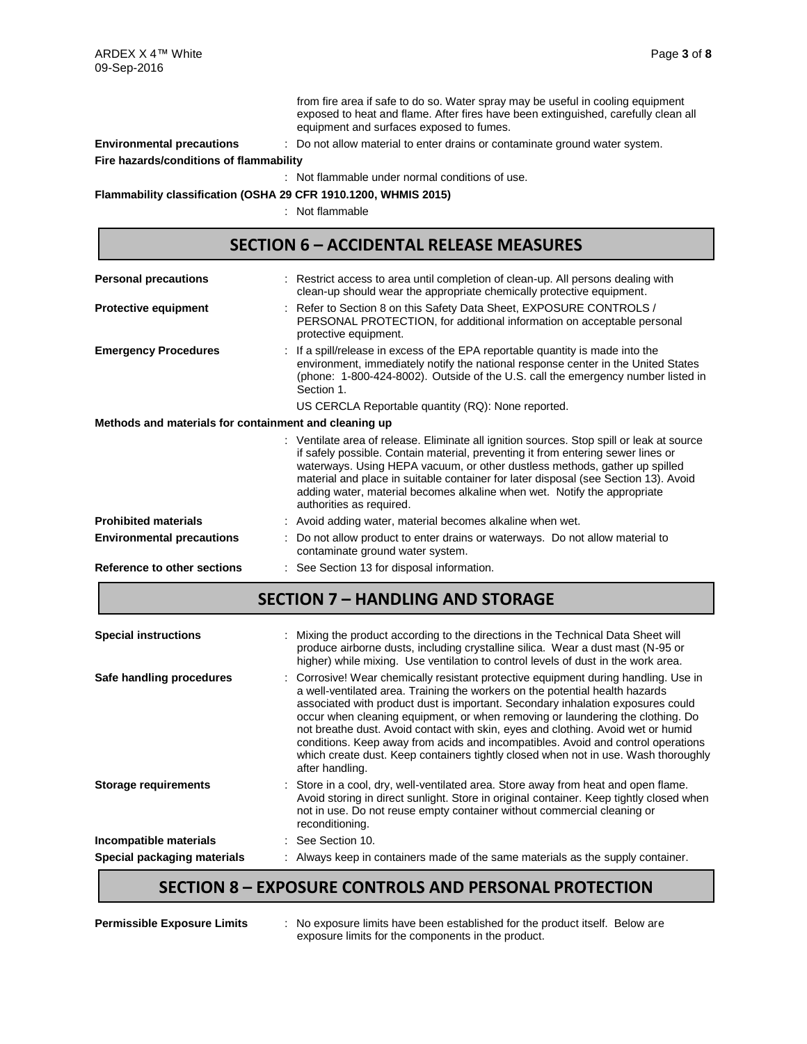from fire area if safe to do so. Water spray may be useful in cooling equipment exposed to heat and flame. After fires have been extinguished, carefully clean all equipment and surfaces exposed to fumes.

**Environmental precautions** : Do not allow material to enter drains or contaminate ground water system.

**Fire hazards/conditions of flammability**

: Not flammable under normal conditions of use.

**Flammability classification (OSHA 29 CFR 1910.1200, WHMIS 2015)**

: Not flammable

## SECTION 6 – ACCIDENTAL RELEASE MEASURES

**Personal precautions** : Restrict access to area until completion of clean-up. All persons dealing with clean-up should wear the appropriate chemically protective equipment.

**Protective equipment** : Refer to Section 8 on this Safety Data Sheet, EXPOSURE CONTROLS / PERSONAL PROTECTION, for additional information on acceptable personal protective equipment.

**Emergency Procedures** : If a spill/release in excess of the EPA reportable quantity is made into the environment, immediately notify the national response center in the United States (phone: 1-800-424-8002). Outside of the U.S. call the emergency number listed in Section 1.

US CERCLA Reportable quantity (RQ): None reported.

**Methods and materials for containment and cleaning up**

: Ventilate area of release. Eliminate all ignition sources. Stop spill or leak at source if safely possible. Contain material, preventing it from entering sewer lines or waterways. Using HEPA vacuum, or other dustless methods, gather up spilled material and place in suitable container for later disposal (see Section 13). Avoid adding water, material becomes alkaline when wet. Notify the appropriate authorities as required.

**Prohibited materials** : Avoid adding water, material becomes alkaline when wet.

**Environmental precautions** : Do not allow product to enter drains or waterways. Do not allow material to contaminate ground water system.

**Reference to other sections** : See Section 13 for disposal information.

## SECTION 7 – HANDLING AND STORAGE

**Special instructions** : Mixing the product according to the directions in the Technical Data Sheet will produce airborne dusts, including crystalline silica. Wear a dust mast (N-95 or higher) while mixing. Use ventilation to control levels of dust in the work area.

**Safe handling procedures** : Corrosive! Wear chemically resistant protective equipment during handling. Use in a well-ventilated area. Training the workers on the potential health hazards associated with product dust is important. Secondary inhalation exposures could occur when cleaning equipment, or when removing or laundering the clothing. Do not breathe dust. Avoid contact with skin, eyes and clothing. Avoid wet or humid conditions. Keep away from acids and incompatibles. Avoid and control operations which create dust. Keep containers tightly closed when not in use. Wash thoroughly after handling.

**Storage requirements** : Store in a cool, dry, well-ventilated area. Store away from heat and open flame. Avoid storing in direct sunlight. Store in original container. Keep tightly closed when not in use. Do not reuse empty container without commercial cleaning or reconditioning.

**Incompatible materials** : See Section 10.

**Special packaging materials** : Always keep in containers made of the same materials as the supply container.

## SECTION 8 – EXPOSURE CONTROLS AND PERSONAL PROTECTION

**Permissible Exposure Limits** : No exposure limits have been established for the product itself. Below are exposure limits for the components in the product.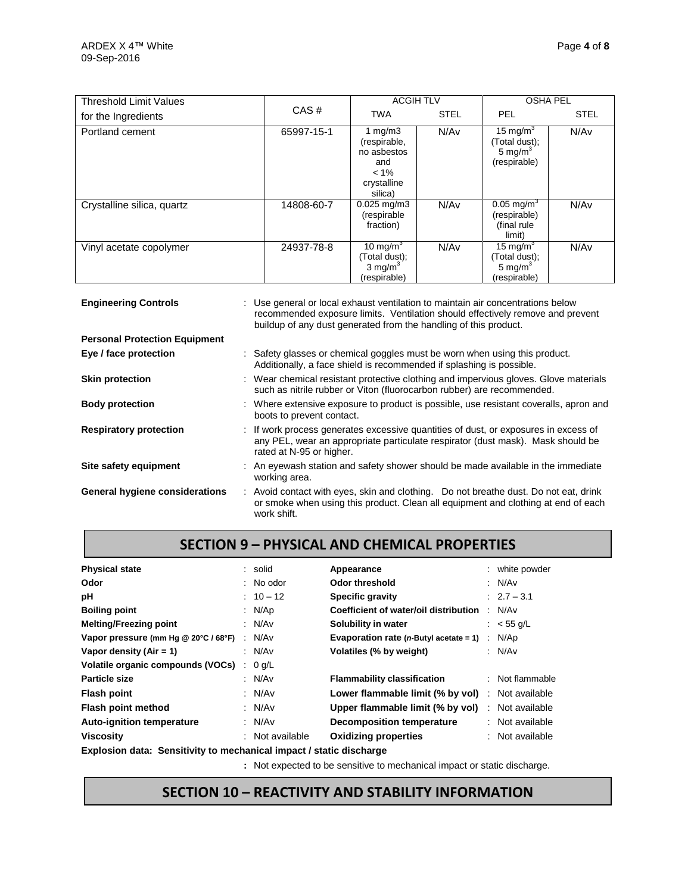| Threshold Limit Values for the Ingredients | CAS # | ACGIH TLV | | OSHA PEL | |
|---|---|---|---|---|---|
| | | TWA | STEL | PEL | STEL |
| Portland cement | 65997-15-1 | 1 mg/m3 (respirable, no asbestos and < 1% crystalline silica) | N/Av | 15 mg/m$^3$ (Total dust); 5 mg/m$^3$ (respirable) | N/Av |
| Crystalline silica, quartz | 14808-60-7 | 0.025 mg/m3 (respirable fraction) | N/Av | 0.05 mg/m$^3$ (respirable) (final rule limit) | N/Av |
| Vinyl acetate copolymer | 24937-78-8 | 10 mg/m$^3$ (Total dust); 3 mg/m$^3$ (respirable) | N/Av | 15 mg/m$^3$ (Total dust); 5 mg/m$^3$ (respirable) | N/Av |

**Engineering Controls** : Use general or local exhaust ventilation to maintain air concentrations below recommended exposure limits. Ventilation should effectively remove and prevent buildup of any dust generated from the handling of this product.

**Personal Protection Equipment**

**Eye / face protection** : Safety glasses or chemical goggles must be worn when using this product. Additionally, a face shield is recommended if splashing is possible.

**Skin protection** : Wear chemical resistant protective clothing and impervious gloves. Glove materials such as nitrile rubber or Viton (fluorocarbon rubber) are recommended.

**Body protection** : Where extensive exposure to product is possible, use resistant coveralls, apron and boots to prevent contact.

**Respiratory protection** : If work process generates excessive quantities of dust, or exposures in excess of any PEL, wear an appropriate particulate respirator (dust mask). Mask should be rated at N-95 or higher.

**Site safety equipment** : An eyewash station and safety shower should be made available in the immediate working area.

**General hygiene considerations** : Avoid contact with eyes, skin and clothing. Do not breathe dust. Do not eat, drink or smoke when using this product. Clean all equipment and clothing at end of each work shift.

## SECTION 9 – PHYSICAL AND CHEMICAL PROPERTIES

| | | | |
|---|---|---|---|
| **Physical state** | : solid | **Appearance** | : white powder |
| **Odor** | : No odor | **Odor threshold** | : N/Av |
| **pH** | : 10 – 12 | **Specific gravity** | : 2.7 – 3.1 |
| **Boiling point** | : N/Ap | **Coefficient of water/oil distribution** | : N/Av |
| **Melting/Freezing point** | : N/Av | **Solubility in water** | : < 55 g/L |
| **Vapor pressure (mm Hg @ 20°C / 68°F)** | : N/Av | **Evaporation rate (*n*-Butyl acetate = 1)** | : N/Ap |
| **Vapor density (Air = 1)** | : N/Av | **Volatiles (% by weight)** | : N/Av |
| **Volatile organic compounds (VOCs)** | : 0 g/L | | |
| **Particle size** | : N/Av | **Flammability classification** | : Not flammable |
| **Flash point** | : N/Av | **Lower flammable limit (% by vol)** | : Not available |
| **Flash point method** | : N/Av | **Upper flammable limit (% by vol)** | : Not available |
| **Auto-ignition temperature** | : N/Av | **Decomposition temperature** | : Not available |
| **Viscosity** | : Not available | **Oxidizing properties** | : Not available |

**Explosion data: Sensitivity to mechanical impact / static discharge**

**:** Not expected to be sensitive to mechanical impact or static discharge.

## SECTION 10 – REACTIVITY AND STABILITY INFORMATION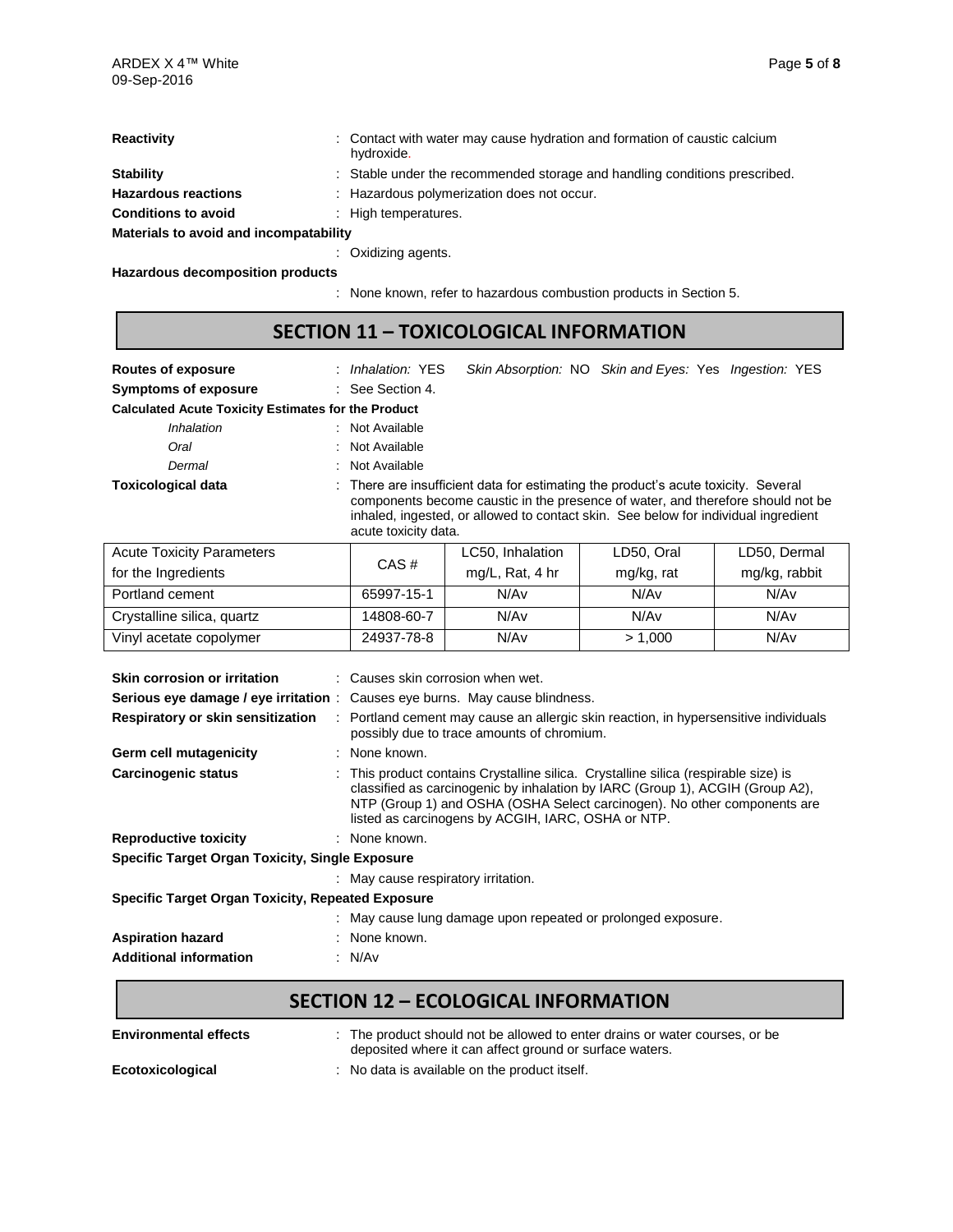**Reactivity** : Contact with water may cause hydration and formation of caustic calcium hydroxide.

**Stability** : Stable under the recommended storage and handling conditions prescribed.

**Hazardous reactions** : Hazardous polymerization does not occur.

**Conditions to avoid** : High temperatures.

**Materials to avoid and incompatability**

: Oxidizing agents.

**Hazardous decomposition products**

: None known, refer to hazardous combustion products in Section 5.

## SECTION 11 – TOXICOLOGICAL INFORMATION

**Routes of exposure** : *Inhalation:* YES *Skin Absorption:* NO *Skin and Eyes:* Yes *Ingestion:* YES

**Symptoms of exposure** : See Section 4.

**Calculated Acute Toxicity Estimates for the Product**

*Inhalation* : Not Available

*Oral* : Not Available

*Dermal* : Not Available

**Toxicological data** : There are insufficient data for estimating the product's acute toxicity. Several components become caustic in the presence of water, and therefore should not be inhaled, ingested, or allowed to contact skin. See below for individual ingredient acute toxicity data.

| Acute Toxicity Parameters for the Ingredients | CAS # | LC50, Inhalation mg/L, Rat, 4 hr | LD50, Oral mg/kg, rat | LD50, Dermal mg/kg, rabbit |
|---|---|---|---|---|
| Portland cement | 65997-15-1 | N/Av | N/Av | N/Av |
| Crystalline silica, quartz | 14808-60-7 | N/Av | N/Av | N/Av |
| Vinyl acetate copolymer | 24937-78-8 | N/Av | > 1,000 | N/Av |

**Skin corrosion or irritation** : Causes skin corrosion when wet.

**Serious eye damage / eye irritation** : Causes eye burns. May cause blindness.

**Respiratory or skin sensitization** : Portland cement may cause an allergic skin reaction, in hypersensitive individuals possibly due to trace amounts of chromium.

**Germ cell mutagenicity** : None known.

**Carcinogenic status** : This product contains Crystalline silica. Crystalline silica (respirable size) is classified as carcinogenic by inhalation by IARC (Group 1), ACGIH (Group A2), NTP (Group 1) and OSHA (OSHA Select carcinogen). No other components are listed as carcinogens by ACGIH, IARC, OSHA or NTP.

**Reproductive toxicity** : None known.

**Specific Target Organ Toxicity, Single Exposure**

: May cause respiratory irritation.

**Specific Target Organ Toxicity, Repeated Exposure**

: May cause lung damage upon repeated or prolonged exposure.

**Aspiration hazard** : None known.

**Additional information** : N/Av

## SECTION 12 – ECOLOGICAL INFORMATION

**Environmental effects** : The product should not be allowed to enter drains or water courses, or be deposited where it can affect ground or surface waters.

**Ecotoxicological** : No data is available on the product itself.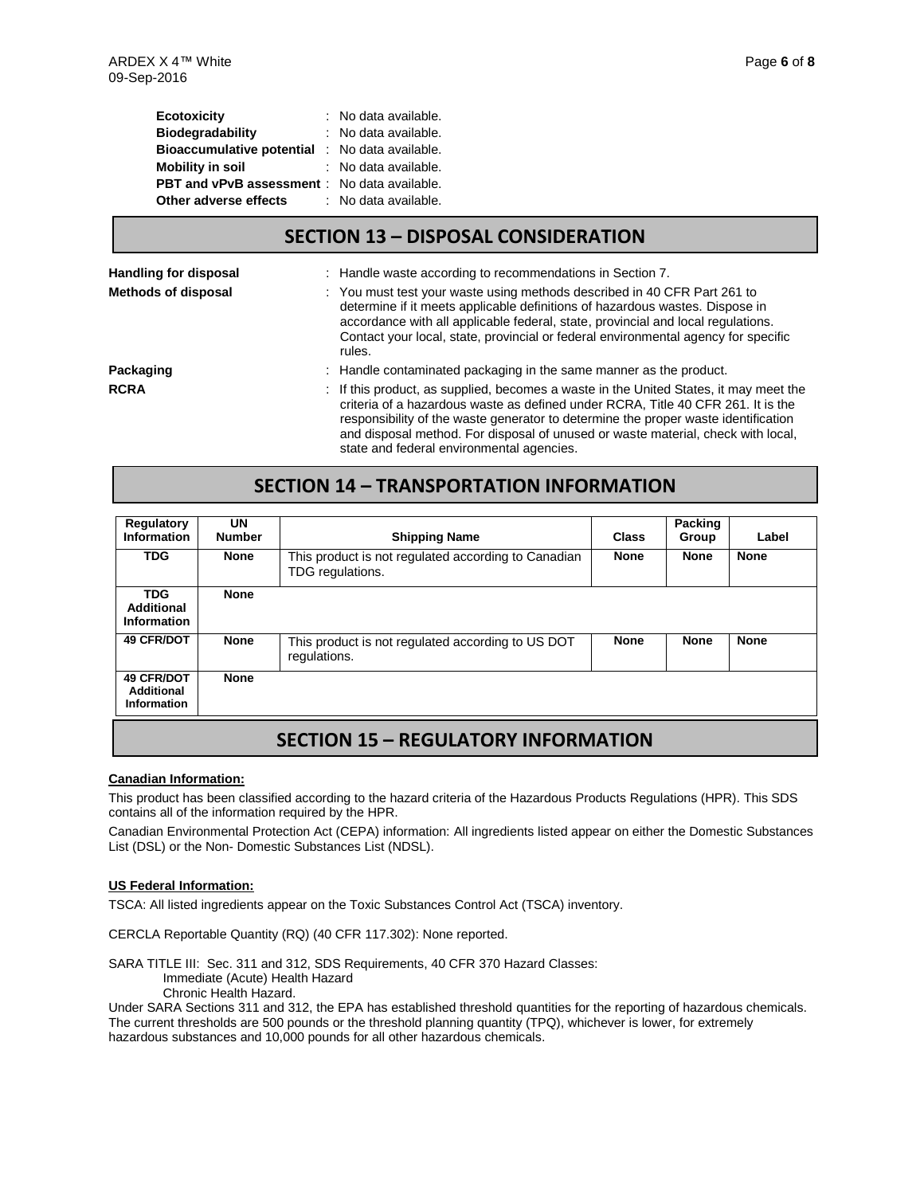**Ecotoxicity** : No data available.
**Biodegradability** : No data available.
**Bioaccumulative potential** : No data available.
**Mobility in soil** : No data available.
**PBT and vPvB assessment** : No data available.
**Other adverse effects** : No data available.

## SECTION 13 – DISPOSAL CONSIDERATION

**Handling for disposal** : Handle waste according to recommendations in Section 7.

**Methods of disposal** : You must test your waste using methods described in 40 CFR Part 261 to determine if it meets applicable definitions of hazardous wastes. Dispose in accordance with all applicable federal, state, provincial and local regulations. Contact your local, state, provincial or federal environmental agency for specific rules.

**Packaging** : Handle contaminated packaging in the same manner as the product.

**RCRA** : If this product, as supplied, becomes a waste in the United States, it may meet the criteria of a hazardous waste as defined under RCRA, Title 40 CFR 261. It is the responsibility of the waste generator to determine the proper waste identification and disposal method. For disposal of unused or waste material, check with local, state and federal environmental agencies.

## SECTION 14 – TRANSPORTATION INFORMATION

| Regulatory Information | UN Number | Shipping Name | Class | Packing Group | Label |
|---|---|---|---|---|---|
| **TDG** | **None** | This product is not regulated according to Canadian TDG regulations. | **None** | **None** | **None** |
| **TDG Additional Information** | **None** | | | | |
| **49 CFR/DOT** | **None** | This product is not regulated according to US DOT regulations. | **None** | **None** | **None** |
| **49 CFR/DOT Additional Information** | **None** | | | | |

## SECTION 15 – REGULATORY INFORMATION

**Canadian Information:**

This product has been classified according to the hazard criteria of the Hazardous Products Regulations (HPR). This SDS contains all of the information required by the HPR.

Canadian Environmental Protection Act (CEPA) information: All ingredients listed appear on either the Domestic Substances List (DSL) or the Non- Domestic Substances List (NDSL).

**US Federal Information:**

TSCA: All listed ingredients appear on the Toxic Substances Control Act (TSCA) inventory.

CERCLA Reportable Quantity (RQ) (40 CFR 117.302): None reported.

SARA TITLE III: Sec. 311 and 312, SDS Requirements, 40 CFR 370 Hazard Classes:
Immediate (Acute) Health Hazard
Chronic Health Hazard.

Under SARA Sections 311 and 312, the EPA has established threshold quantities for the reporting of hazardous chemicals. The current thresholds are 500 pounds or the threshold planning quantity (TPQ), whichever is lower, for extremely hazardous substances and 10,000 pounds for all other hazardous chemicals.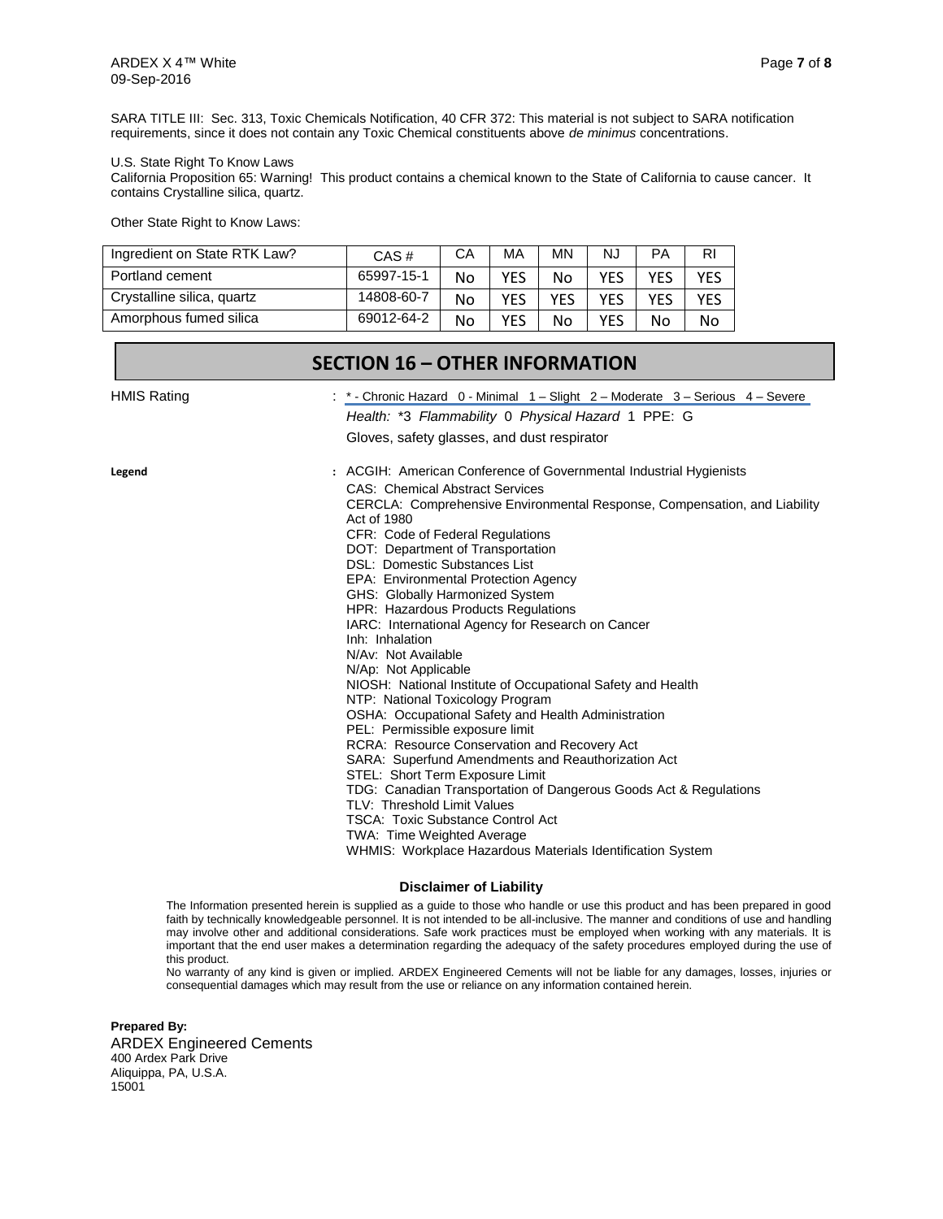SARA TITLE III: Sec. 313, Toxic Chemicals Notification, 40 CFR 372: This material is not subject to SARA notification requirements, since it does not contain any Toxic Chemical constituents above *de minimus* concentrations.

U.S. State Right To Know Laws
California Proposition 65: Warning! This product contains a chemical known to the State of California to cause cancer. It contains Crystalline silica, quartz.

Other State Right to Know Laws:

| Ingredient on State RTK Law? | CAS # | CA | MA | MN | NJ | PA | RI |
|---|---|---|---|---|---|---|---|
| Portland cement | 65997-15-1 | No | YES | No | YES | YES | YES |
| Crystalline silica, quartz | 14808-60-7 | No | YES | YES | YES | YES | YES |
| Amorphous fumed silica | 69012-64-2 | No | YES | No | YES | No | No |

## SECTION 16 – OTHER INFORMATION

**HMIS Rating** : * - Chronic Hazard 0 - Minimal 1 – Slight 2 – Moderate 3 – Serious 4 – Severe

*Health:* *3 *Flammability* 0 *Physical Hazard* 1 PPE: G

Gloves, safety glasses, and dust respirator

**Legend** : ACGIH: American Conference of Governmental Industrial Hygienists
CAS: Chemical Abstract Services
CERCLA: Comprehensive Environmental Response, Compensation, and Liability Act of 1980
CFR: Code of Federal Regulations
DOT: Department of Transportation
DSL: Domestic Substances List
EPA: Environmental Protection Agency
GHS: Globally Harmonized System
HPR: Hazardous Products Regulations
IARC: International Agency for Research on Cancer
Inh: Inhalation
N/Av: Not Available
N/Ap: Not Applicable
NIOSH: National Institute of Occupational Safety and Health
NTP: National Toxicology Program
OSHA: Occupational Safety and Health Administration
PEL: Permissible exposure limit
RCRA: Resource Conservation and Recovery Act
SARA: Superfund Amendments and Reauthorization Act
STEL: Short Term Exposure Limit
TDG: Canadian Transportation of Dangerous Goods Act & Regulations
TLV: Threshold Limit Values
TSCA: Toxic Substance Control Act
TWA: Time Weighted Average
WHMIS: Workplace Hazardous Materials Identification System

**Disclaimer of Liability**

The Information presented herein is supplied as a guide to those who handle or use this product and has been prepared in good faith by technically knowledgeable personnel. It is not intended to be all-inclusive. The manner and conditions of use and handling may involve other and additional considerations. Safe work practices must be employed when working with any materials. It is important that the end user makes a determination regarding the adequacy of the safety procedures employed during the use of this product.

No warranty of any kind is given or implied. ARDEX Engineered Cements will not be liable for any damages, losses, injuries or consequential damages which may result from the use or reliance on any information contained herein.

**Prepared By:**
ARDEX Engineered Cements
400 Ardex Park Drive
Aliquippa, PA, U.S.A.
15001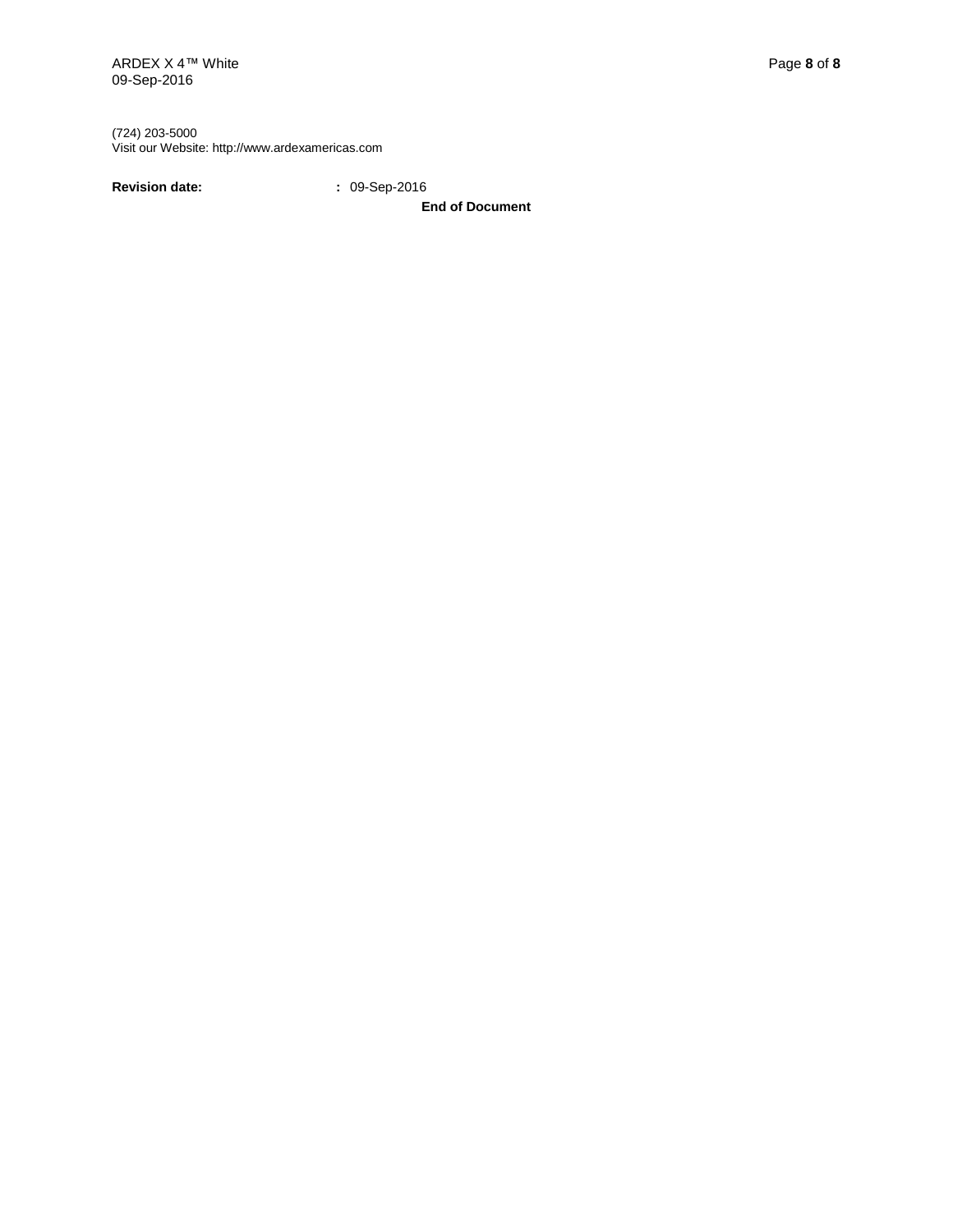(724) 203-5000
Visit our Website: http://www.ardexamericas.com

**Revision date:** **:** 09-Sep-2016

**End of Document**